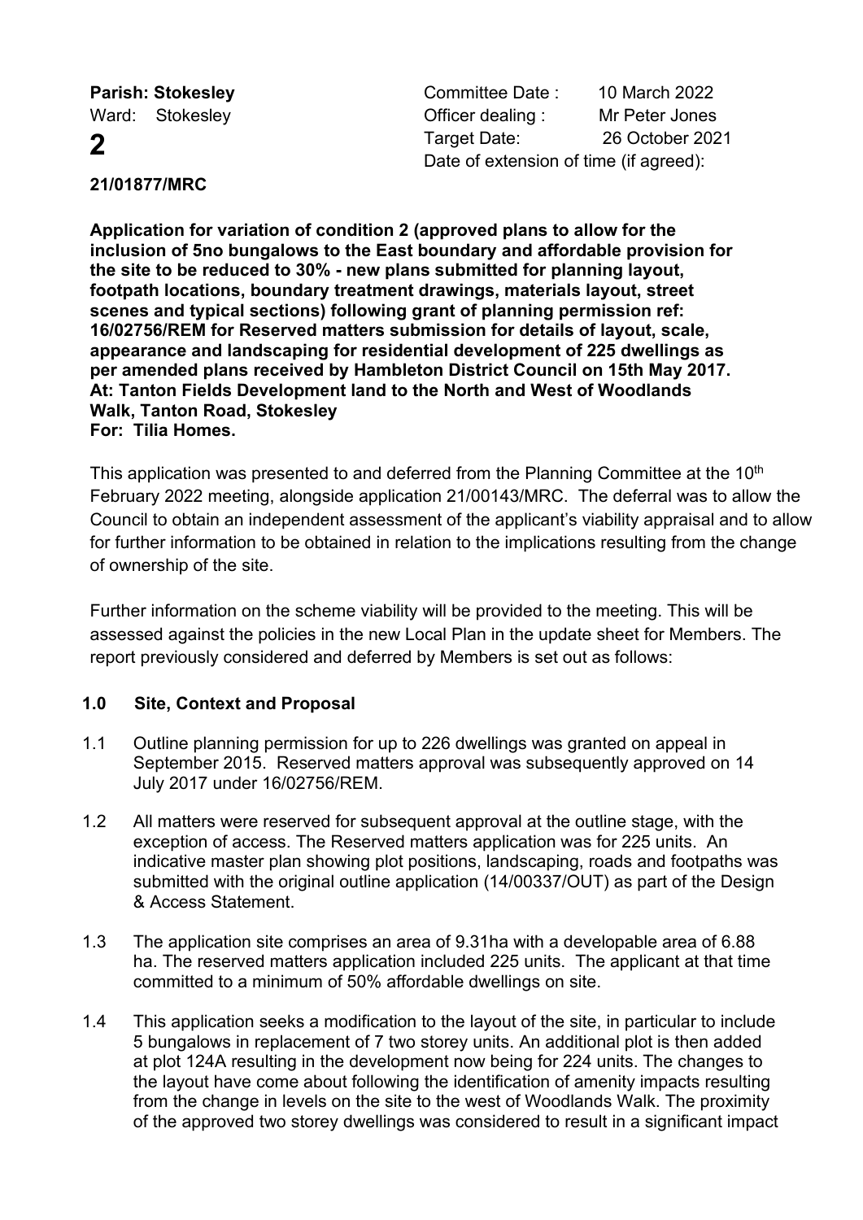**Parish: Stokesley**
Ward: Stokesley

# 2

**21/01877/MRC**

Committee Date : 10 March 2022
Officer dealing : Mr Peter Jones
Target Date: 26 October 2021
Date of extension of time (if agreed):

**Application for variation of condition 2 (approved plans to allow for the inclusion of 5no bungalows to the East boundary and affordable provision for the site to be reduced to 30% - new plans submitted for planning layout, footpath locations, boundary treatment drawings, materials layout, street scenes and typical sections) following grant of planning permission ref: 16/02756/REM for Reserved matters submission for details of layout, scale, appearance and landscaping for residential development of 225 dwellings as per amended plans received by Hambleton District Council on 15th May 2017.**
**At: Tanton Fields Development land to the North and West of Woodlands Walk, Tanton Road, Stokesley**
**For: Tilia Homes.**

This application was presented to and deferred from the Planning Committee at the 10th February 2022 meeting, alongside application 21/00143/MRC. The deferral was to allow the Council to obtain an independent assessment of the applicant's viability appraisal and to allow for further information to be obtained in relation to the implications resulting from the change of ownership of the site.

Further information on the scheme viability will be provided to the meeting. This will be assessed against the policies in the new Local Plan in the update sheet for Members. The report previously considered and deferred by Members is set out as follows:

## 1.0 Site, Context and Proposal

1.1 Outline planning permission for up to 226 dwellings was granted on appeal in September 2015. Reserved matters approval was subsequently approved on 14 July 2017 under 16/02756/REM.

1.2 All matters were reserved for subsequent approval at the outline stage, with the exception of access. The Reserved matters application was for 225 units. An indicative master plan showing plot positions, landscaping, roads and footpaths was submitted with the original outline application (14/00337/OUT) as part of the Design & Access Statement.

1.3 The application site comprises an area of 9.31ha with a developable area of 6.88 ha. The reserved matters application included 225 units. The applicant at that time committed to a minimum of 50% affordable dwellings on site.

1.4 This application seeks a modification to the layout of the site, in particular to include 5 bungalows in replacement of 7 two storey units. An additional plot is then added at plot 124A resulting in the development now being for 224 units. The changes to the layout have come about following the identification of amenity impacts resulting from the change in levels on the site to the west of Woodlands Walk. The proximity of the approved two storey dwellings was considered to result in a significant impact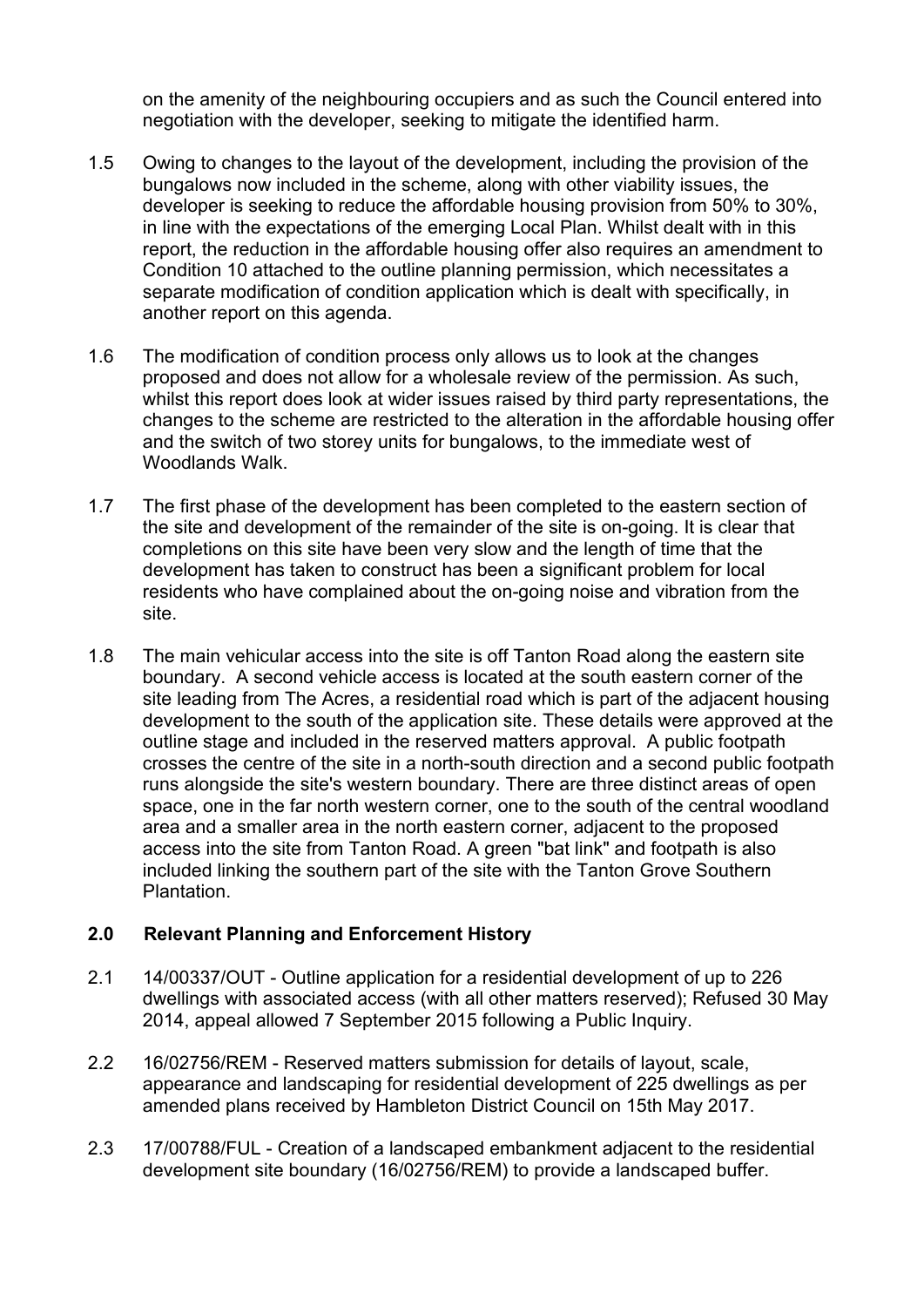on the amenity of the neighbouring occupiers and as such the Council entered into negotiation with the developer, seeking to mitigate the identified harm.

1.5 Owing to changes to the layout of the development, including the provision of the bungalows now included in the scheme, along with other viability issues, the developer is seeking to reduce the affordable housing provision from 50% to 30%, in line with the expectations of the emerging Local Plan. Whilst dealt with in this report, the reduction in the affordable housing offer also requires an amendment to Condition 10 attached to the outline planning permission, which necessitates a separate modification of condition application which is dealt with specifically, in another report on this agenda.

1.6 The modification of condition process only allows us to look at the changes proposed and does not allow for a wholesale review of the permission. As such, whilst this report does look at wider issues raised by third party representations, the changes to the scheme are restricted to the alteration in the affordable housing offer and the switch of two storey units for bungalows, to the immediate west of Woodlands Walk.

1.7 The first phase of the development has been completed to the eastern section of the site and development of the remainder of the site is on-going. It is clear that completions on this site have been very slow and the length of time that the development has taken to construct has been a significant problem for local residents who have complained about the on-going noise and vibration from the site.

1.8 The main vehicular access into the site is off Tanton Road along the eastern site boundary. A second vehicle access is located at the south eastern corner of the site leading from The Acres, a residential road which is part of the adjacent housing development to the south of the application site. These details were approved at the outline stage and included in the reserved matters approval. A public footpath crosses the centre of the site in a north-south direction and a second public footpath runs alongside the site's western boundary. There are three distinct areas of open space, one in the far north western corner, one to the south of the central woodland area and a smaller area in the north eastern corner, adjacent to the proposed access into the site from Tanton Road. A green "bat link" and footpath is also included linking the southern part of the site with the Tanton Grove Southern Plantation.

## 2.0 Relevant Planning and Enforcement History

2.1 14/00337/OUT - Outline application for a residential development of up to 226 dwellings with associated access (with all other matters reserved); Refused 30 May 2014, appeal allowed 7 September 2015 following a Public Inquiry.

2.2 16/02756/REM - Reserved matters submission for details of layout, scale, appearance and landscaping for residential development of 225 dwellings as per amended plans received by Hambleton District Council on 15th May 2017.

2.3 17/00788/FUL - Creation of a landscaped embankment adjacent to the residential development site boundary (16/02756/REM) to provide a landscaped buffer.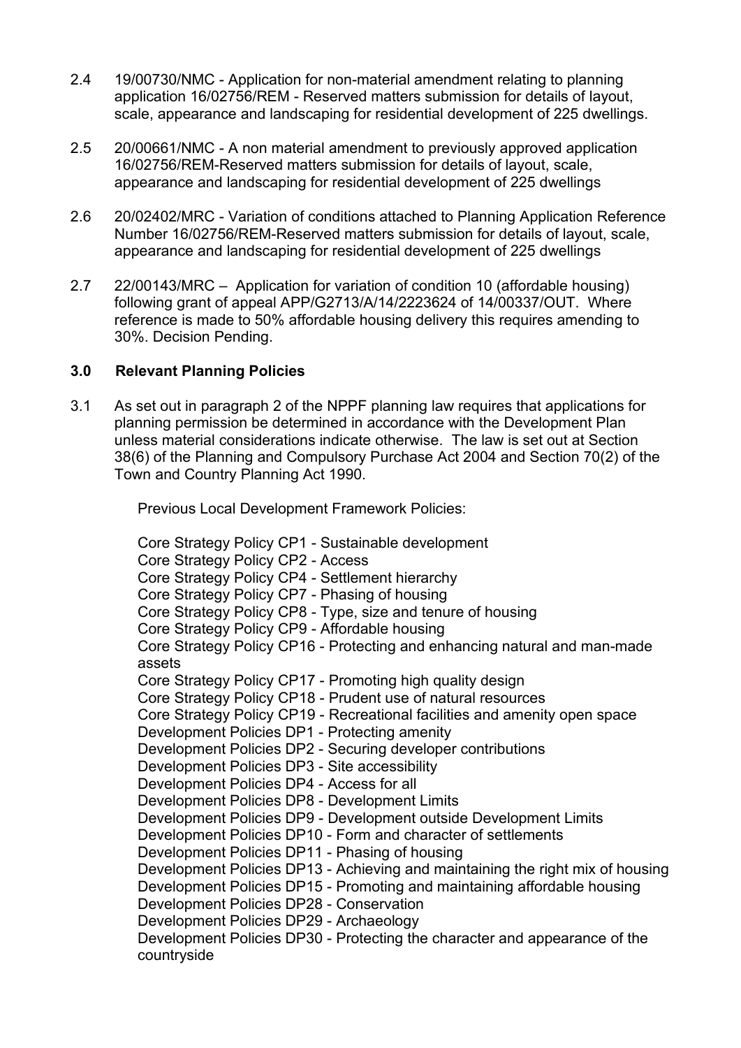2.4 19/00730/NMC - Application for non-material amendment relating to planning application 16/02756/REM - Reserved matters submission for details of layout, scale, appearance and landscaping for residential development of 225 dwellings.

2.5 20/00661/NMC - A non material amendment to previously approved application 16/02756/REM-Reserved matters submission for details of layout, scale, appearance and landscaping for residential development of 225 dwellings

2.6 20/02402/MRC - Variation of conditions attached to Planning Application Reference Number 16/02756/REM-Reserved matters submission for details of layout, scale, appearance and landscaping for residential development of 225 dwellings

2.7 22/00143/MRC – Application for variation of condition 10 (affordable housing) following grant of appeal APP/G2713/A/14/2223624 of 14/00337/OUT. Where reference is made to 50% affordable housing delivery this requires amending to 30%. Decision Pending.

## 3.0 Relevant Planning Policies

3.1 As set out in paragraph 2 of the NPPF planning law requires that applications for planning permission be determined in accordance with the Development Plan unless material considerations indicate otherwise. The law is set out at Section 38(6) of the Planning and Compulsory Purchase Act 2004 and Section 70(2) of the Town and Country Planning Act 1990.

Previous Local Development Framework Policies:

Core Strategy Policy CP1 - Sustainable development
Core Strategy Policy CP2 - Access
Core Strategy Policy CP4 - Settlement hierarchy
Core Strategy Policy CP7 - Phasing of housing
Core Strategy Policy CP8 - Type, size and tenure of housing
Core Strategy Policy CP9 - Affordable housing
Core Strategy Policy CP16 - Protecting and enhancing natural and man-made assets
Core Strategy Policy CP17 - Promoting high quality design
Core Strategy Policy CP18 - Prudent use of natural resources
Core Strategy Policy CP19 - Recreational facilities and amenity open space
Development Policies DP1 - Protecting amenity
Development Policies DP2 - Securing developer contributions
Development Policies DP3 - Site accessibility
Development Policies DP4 - Access for all
Development Policies DP8 - Development Limits
Development Policies DP9 - Development outside Development Limits
Development Policies DP10 - Form and character of settlements
Development Policies DP11 - Phasing of housing
Development Policies DP13 - Achieving and maintaining the right mix of housing
Development Policies DP15 - Promoting and maintaining affordable housing
Development Policies DP28 - Conservation
Development Policies DP29 - Archaeology
Development Policies DP30 - Protecting the character and appearance of the countryside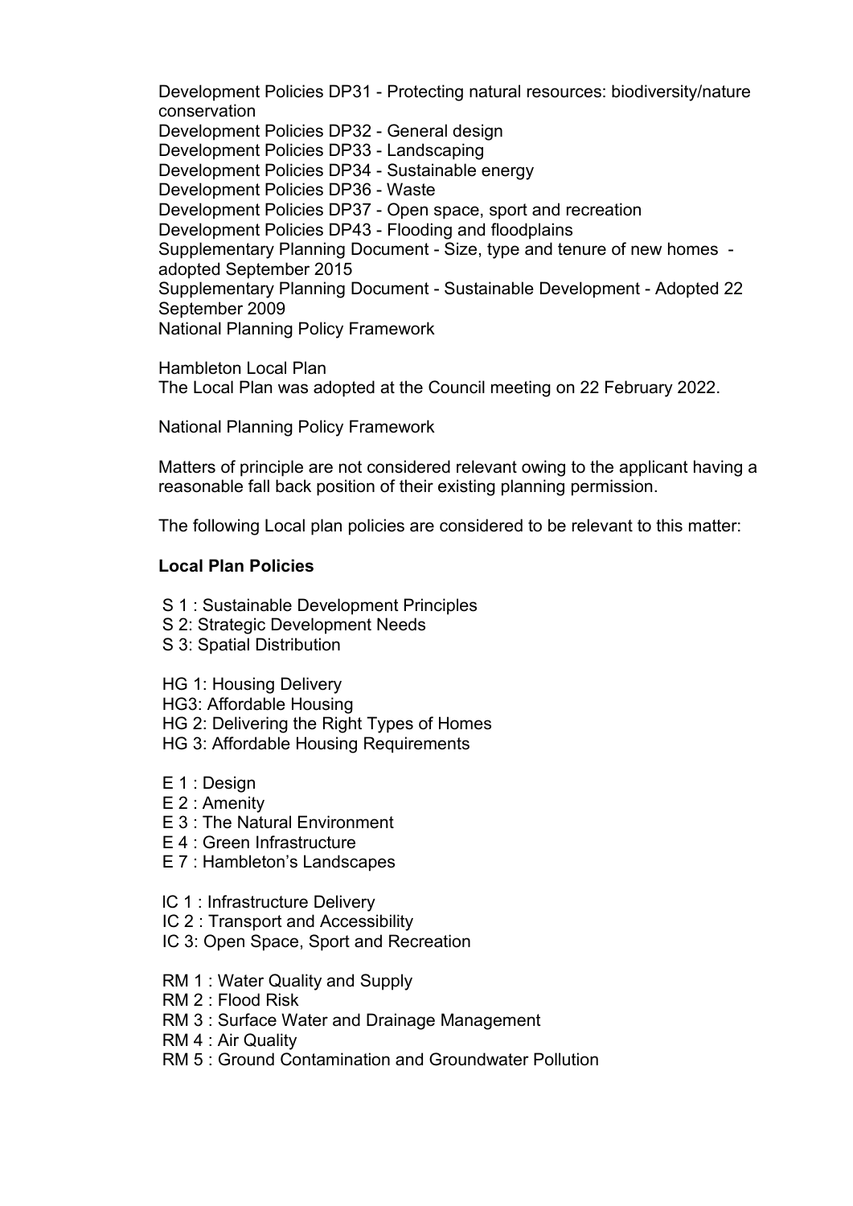Development Policies DP31 - Protecting natural resources: biodiversity/nature conservation
Development Policies DP32 - General design
Development Policies DP33 - Landscaping
Development Policies DP34 - Sustainable energy
Development Policies DP36 - Waste
Development Policies DP37 - Open space, sport and recreation
Development Policies DP43 - Flooding and floodplains
Supplementary Planning Document - Size, type and tenure of new homes - adopted September 2015
Supplementary Planning Document - Sustainable Development - Adopted 22 September 2009
National Planning Policy Framework

Hambleton Local Plan
The Local Plan was adopted at the Council meeting on 22 February 2022.

National Planning Policy Framework

Matters of principle are not considered relevant owing to the applicant having a reasonable fall back position of their existing planning permission.

The following Local plan policies are considered to be relevant to this matter:

**Local Plan Policies**

S 1 : Sustainable Development Principles
S 2: Strategic Development Needs
S 3: Spatial Distribution

HG 1: Housing Delivery
HG3: Affordable Housing
HG 2: Delivering the Right Types of Homes
HG 3: Affordable Housing Requirements

E 1 : Design
E 2 : Amenity
E 3 : The Natural Environment
E 4 : Green Infrastructure
E 7 : Hambleton's Landscapes

IC 1 : Infrastructure Delivery
IC 2 : Transport and Accessibility
IC 3: Open Space, Sport and Recreation

RM 1 : Water Quality and Supply
RM 2 : Flood Risk
RM 3 : Surface Water and Drainage Management
RM 4 : Air Quality
RM 5 : Ground Contamination and Groundwater Pollution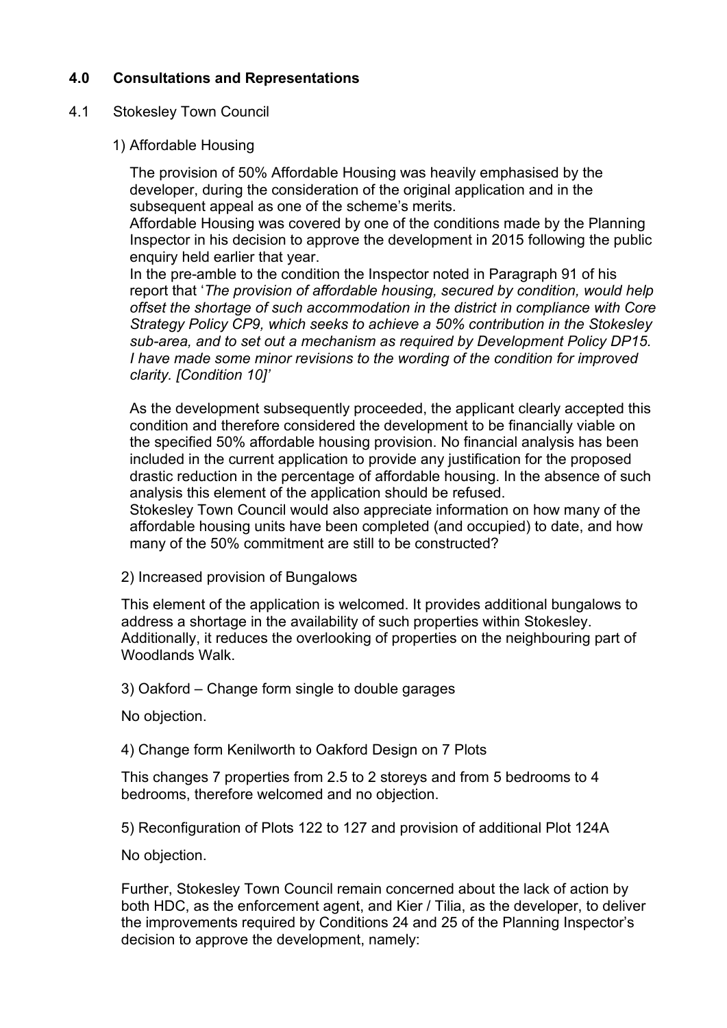## 4.0 Consultations and Representations

4.1 Stokesley Town Council

1) Affordable Housing

The provision of 50% Affordable Housing was heavily emphasised by the developer, during the consideration of the original application and in the subsequent appeal as one of the scheme's merits.
Affordable Housing was covered by one of the conditions made by the Planning Inspector in his decision to approve the development in 2015 following the public enquiry held earlier that year.
In the pre-amble to the condition the Inspector noted in Paragraph 91 of his report that '*The provision of affordable housing, secured by condition, would help offset the shortage of such accommodation in the district in compliance with Core Strategy Policy CP9, which seeks to achieve a 50% contribution in the Stokesley sub-area, and to set out a mechanism as required by Development Policy DP15. I have made some minor revisions to the wording of the condition for improved clarity. [Condition 10]*'

As the development subsequently proceeded, the applicant clearly accepted this condition and therefore considered the development to be financially viable on the specified 50% affordable housing provision. No financial analysis has been included in the current application to provide any justification for the proposed drastic reduction in the percentage of affordable housing. In the absence of such analysis this element of the application should be refused.
Stokesley Town Council would also appreciate information on how many of the affordable housing units have been completed (and occupied) to date, and how many of the 50% commitment are still to be constructed?

2) Increased provision of Bungalows

This element of the application is welcomed. It provides additional bungalows to address a shortage in the availability of such properties within Stokesley. Additionally, it reduces the overlooking of properties on the neighbouring part of Woodlands Walk.

3) Oakford – Change form single to double garages

No objection.

4) Change form Kenilworth to Oakford Design on 7 Plots

This changes 7 properties from 2.5 to 2 storeys and from 5 bedrooms to 4 bedrooms, therefore welcomed and no objection.

5) Reconfiguration of Plots 122 to 127 and provision of additional Plot 124A

No objection.

Further, Stokesley Town Council remain concerned about the lack of action by both HDC, as the enforcement agent, and Kier / Tilia, as the developer, to deliver the improvements required by Conditions 24 and 25 of the Planning Inspector's decision to approve the development, namely: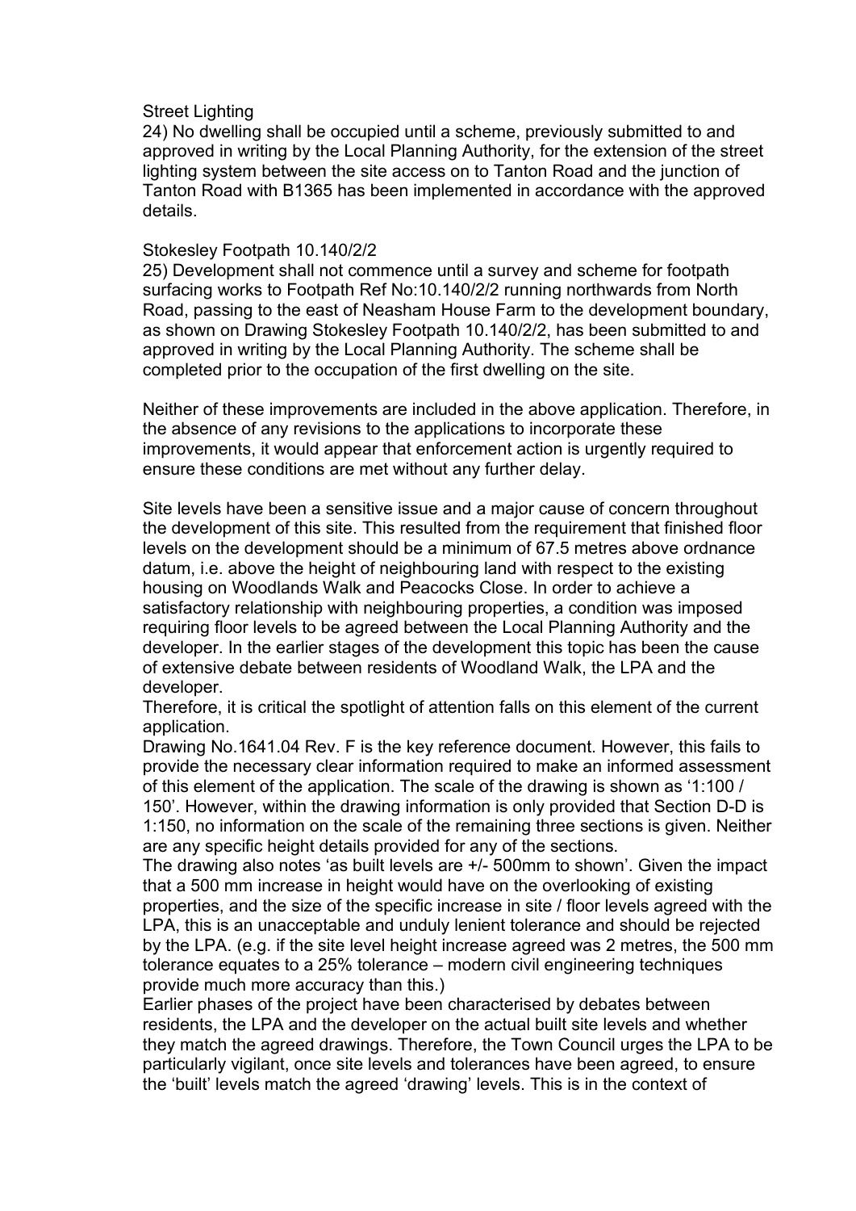Street Lighting

24) No dwelling shall be occupied until a scheme, previously submitted to and approved in writing by the Local Planning Authority, for the extension of the street lighting system between the site access on to Tanton Road and the junction of Tanton Road with B1365 has been implemented in accordance with the approved details.

Stokesley Footpath 10.140/2/2

25) Development shall not commence until a survey and scheme for footpath surfacing works to Footpath Ref No:10.140/2/2 running northwards from North Road, passing to the east of Neasham House Farm to the development boundary, as shown on Drawing Stokesley Footpath 10.140/2/2, has been submitted to and approved in writing by the Local Planning Authority. The scheme shall be completed prior to the occupation of the first dwelling on the site.

Neither of these improvements are included in the above application. Therefore, in the absence of any revisions to the applications to incorporate these improvements, it would appear that enforcement action is urgently required to ensure these conditions are met without any further delay.

Site levels have been a sensitive issue and a major cause of concern throughout the development of this site. This resulted from the requirement that finished floor levels on the development should be a minimum of 67.5 metres above ordnance datum, i.e. above the height of neighbouring land with respect to the existing housing on Woodlands Walk and Peacocks Close. In order to achieve a satisfactory relationship with neighbouring properties, a condition was imposed requiring floor levels to be agreed between the Local Planning Authority and the developer. In the earlier stages of the development this topic has been the cause of extensive debate between residents of Woodland Walk, the LPA and the developer.

Therefore, it is critical the spotlight of attention falls on this element of the current application.

Drawing No.1641.04 Rev. F is the key reference document. However, this fails to provide the necessary clear information required to make an informed assessment of this element of the application. The scale of the drawing is shown as '1:100 / 150'. However, within the drawing information is only provided that Section D-D is 1:150, no information on the scale of the remaining three sections is given. Neither are any specific height details provided for any of the sections.

The drawing also notes 'as built levels are +/- 500mm to shown'. Given the impact that a 500 mm increase in height would have on the overlooking of existing properties, and the size of the specific increase in site / floor levels agreed with the LPA, this is an unacceptable and unduly lenient tolerance and should be rejected by the LPA. (e.g. if the site level height increase agreed was 2 metres, the 500 mm tolerance equates to a 25% tolerance – modern civil engineering techniques provide much more accuracy than this.)

Earlier phases of the project have been characterised by debates between residents, the LPA and the developer on the actual built site levels and whether they match the agreed drawings. Therefore, the Town Council urges the LPA to be particularly vigilant, once site levels and tolerances have been agreed, to ensure the 'built' levels match the agreed 'drawing' levels. This is in the context of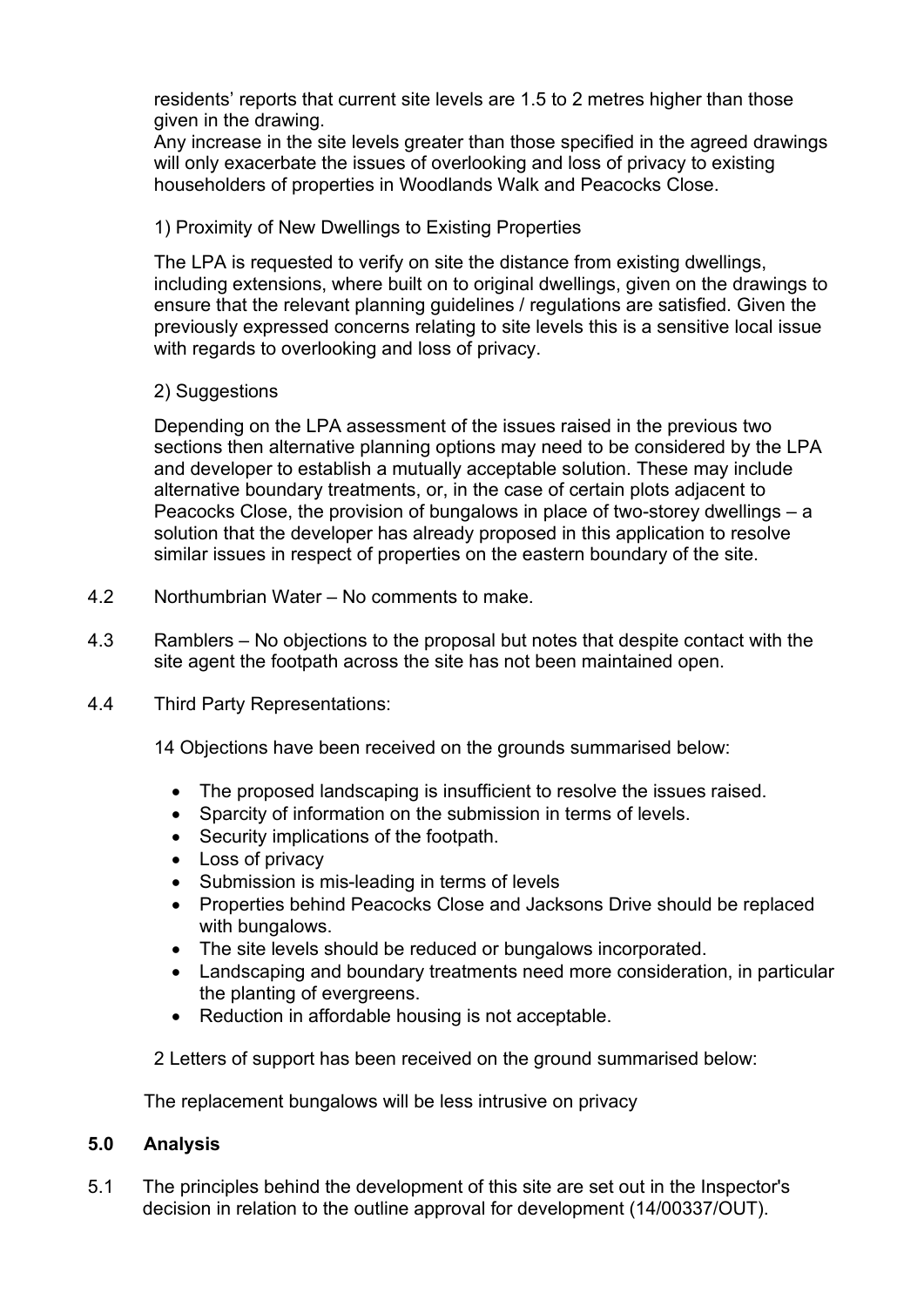residents' reports that current site levels are 1.5 to 2 metres higher than those given in the drawing.
Any increase in the site levels greater than those specified in the agreed drawings will only exacerbate the issues of overlooking and loss of privacy to existing householders of properties in Woodlands Walk and Peacocks Close.

1) Proximity of New Dwellings to Existing Properties

The LPA is requested to verify on site the distance from existing dwellings, including extensions, where built on to original dwellings, given on the drawings to ensure that the relevant planning guidelines / regulations are satisfied. Given the previously expressed concerns relating to site levels this is a sensitive local issue with regards to overlooking and loss of privacy.

2) Suggestions

Depending on the LPA assessment of the issues raised in the previous two sections then alternative planning options may need to be considered by the LPA and developer to establish a mutually acceptable solution. These may include alternative boundary treatments, or, in the case of certain plots adjacent to Peacocks Close, the provision of bungalows in place of two-storey dwellings – a solution that the developer has already proposed in this application to resolve similar issues in respect of properties on the eastern boundary of the site.

4.2 Northumbrian Water – No comments to make.

4.3 Ramblers – No objections to the proposal but notes that despite contact with the site agent the footpath across the site has not been maintained open.

4.4 Third Party Representations:

14 Objections have been received on the grounds summarised below:

- The proposed landscaping is insufficient to resolve the issues raised.
- Sparcity of information on the submission in terms of levels.
- Security implications of the footpath.
- Loss of privacy
- Submission is mis-leading in terms of levels
- Properties behind Peacocks Close and Jacksons Drive should be replaced with bungalows.
- The site levels should be reduced or bungalows incorporated.
- Landscaping and boundary treatments need more consideration, in particular the planting of evergreens.
- Reduction in affordable housing is not acceptable.

2 Letters of support has been received on the ground summarised below:

The replacement bungalows will be less intrusive on privacy

## 5.0 Analysis

5.1 The principles behind the development of this site are set out in the Inspector's decision in relation to the outline approval for development (14/00337/OUT).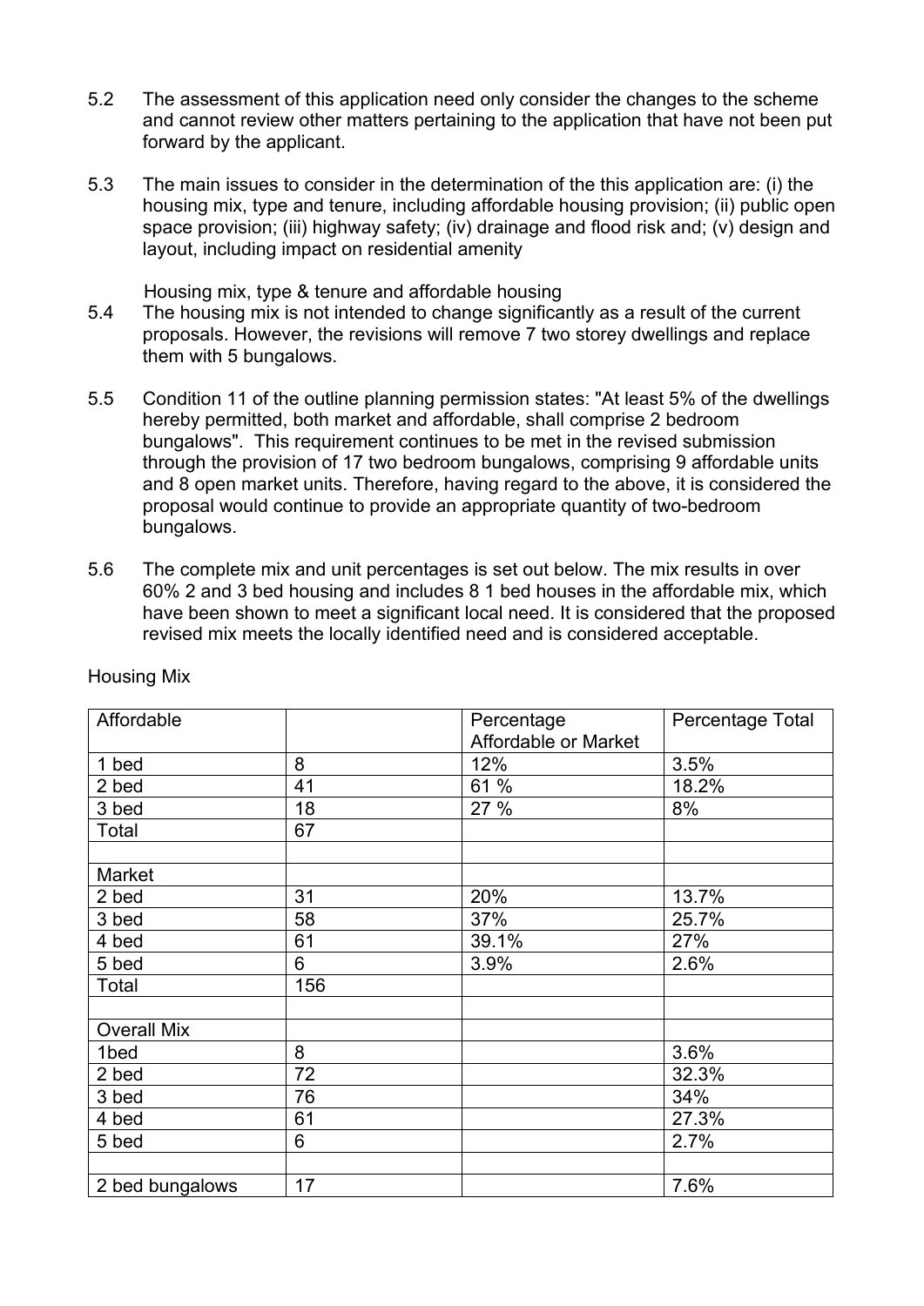5.2 The assessment of this application need only consider the changes to the scheme and cannot review other matters pertaining to the application that have not been put forward by the applicant.

5.3 The main issues to consider in the determination of the this application are: (i) the housing mix, type and tenure, including affordable housing provision; (ii) public open space provision; (iii) highway safety; (iv) drainage and flood risk and; (v) design and layout, including impact on residential amenity

Housing mix, type & tenure and affordable housing

5.4 The housing mix is not intended to change significantly as a result of the current proposals. However, the revisions will remove 7 two storey dwellings and replace them with 5 bungalows.

5.5 Condition 11 of the outline planning permission states: "At least 5% of the dwellings hereby permitted, both market and affordable, shall comprise 2 bedroom bungalows". This requirement continues to be met in the revised submission through the provision of 17 two bedroom bungalows, comprising 9 affordable units and 8 open market units. Therefore, having regard to the above, it is considered the proposal would continue to provide an appropriate quantity of two-bedroom bungalows.

5.6 The complete mix and unit percentages is set out below. The mix results in over 60% 2 and 3 bed housing and includes 8 1 bed houses in the affordable mix, which have been shown to meet a significant local need. It is considered that the proposed revised mix meets the locally identified need and is considered acceptable.

Housing Mix

| Affordable | | Percentage Affordable or Market | Percentage Total |
|---|---|---|---|
| 1 bed | 8 | 12% | 3.5% |
| 2 bed | 41 | 61 % | 18.2% |
| 3 bed | 18 | 27 % | 8% |
| Total | 67 | | |
| | | | |
| Market | | | |
| 2 bed | 31 | 20% | 13.7% |
| 3 bed | 58 | 37% | 25.7% |
| 4 bed | 61 | 39.1% | 27% |
| 5 bed | 6 | 3.9% | 2.6% |
| Total | 156 | | |
| | | | |
| Overall Mix | | | |
| 1bed | 8 | | 3.6% |
| 2 bed | 72 | | 32.3% |
| 3 bed | 76 | | 34% |
| 4 bed | 61 | | 27.3% |
| 5 bed | 6 | | 2.7% |
| | | | |
| 2 bed bungalows | 17 | | 7.6% |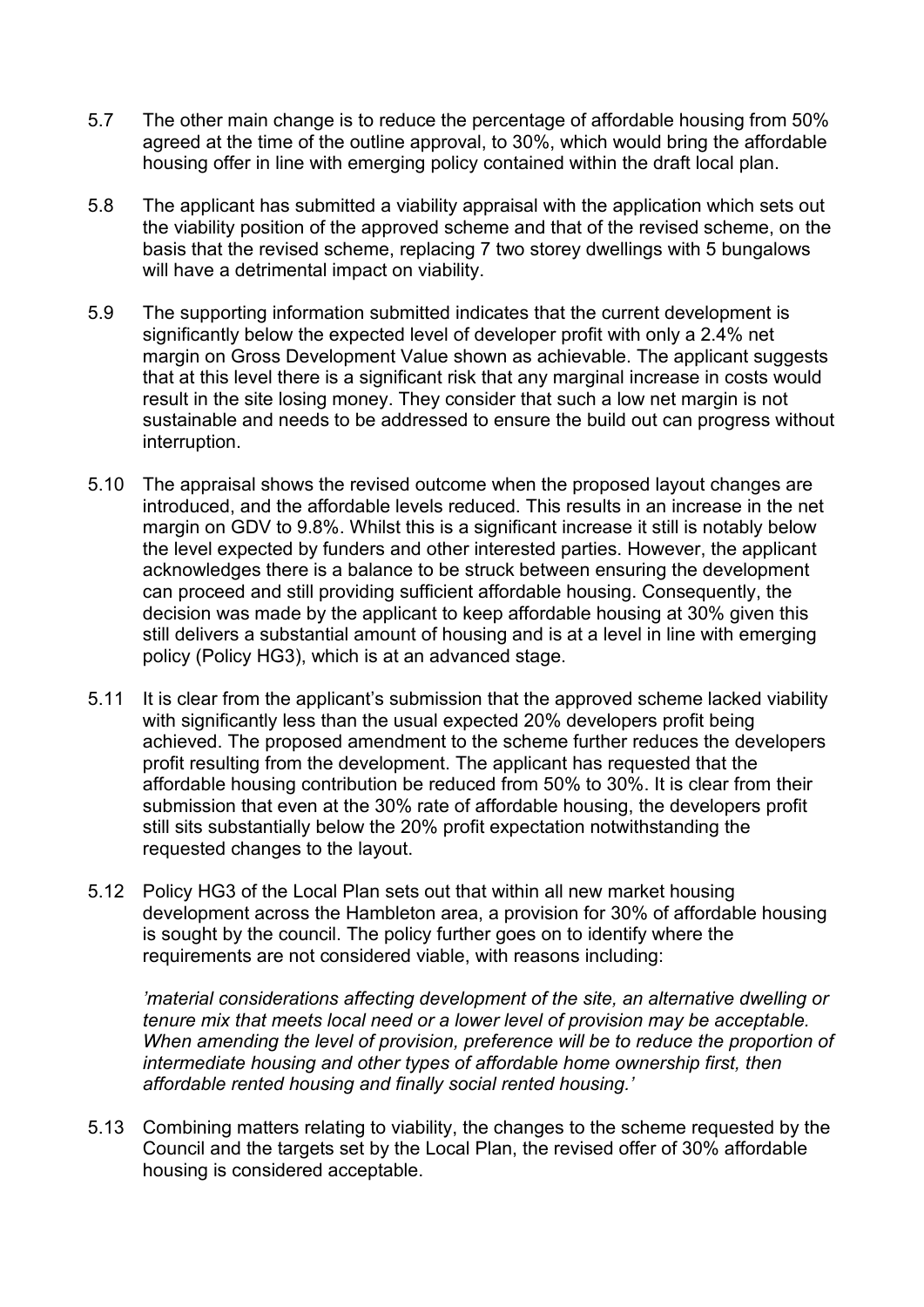5.7 The other main change is to reduce the percentage of affordable housing from 50% agreed at the time of the outline approval, to 30%, which would bring the affordable housing offer in line with emerging policy contained within the draft local plan.

5.8 The applicant has submitted a viability appraisal with the application which sets out the viability position of the approved scheme and that of the revised scheme, on the basis that the revised scheme, replacing 7 two storey dwellings with 5 bungalows will have a detrimental impact on viability.

5.9 The supporting information submitted indicates that the current development is significantly below the expected level of developer profit with only a 2.4% net margin on Gross Development Value shown as achievable. The applicant suggests that at this level there is a significant risk that any marginal increase in costs would result in the site losing money. They consider that such a low net margin is not sustainable and needs to be addressed to ensure the build out can progress without interruption.

5.10 The appraisal shows the revised outcome when the proposed layout changes are introduced, and the affordable levels reduced. This results in an increase in the net margin on GDV to 9.8%. Whilst this is a significant increase it still is notably below the level expected by funders and other interested parties. However, the applicant acknowledges there is a balance to be struck between ensuring the development can proceed and still providing sufficient affordable housing. Consequently, the decision was made by the applicant to keep affordable housing at 30% given this still delivers a substantial amount of housing and is at a level in line with emerging policy (Policy HG3), which is at an advanced stage.

5.11 It is clear from the applicant's submission that the approved scheme lacked viability with significantly less than the usual expected 20% developers profit being achieved. The proposed amendment to the scheme further reduces the developers profit resulting from the development. The applicant has requested that the affordable housing contribution be reduced from 50% to 30%. It is clear from their submission that even at the 30% rate of affordable housing, the developers profit still sits substantially below the 20% profit expectation notwithstanding the requested changes to the layout.

5.12 Policy HG3 of the Local Plan sets out that within all new market housing development across the Hambleton area, a provision for 30% of affordable housing is sought by the council. The policy further goes on to identify where the requirements are not considered viable, with reasons including:

> *'material considerations affecting development of the site, an alternative dwelling or tenure mix that meets local need or a lower level of provision may be acceptable. When amending the level of provision, preference will be to reduce the proportion of intermediate housing and other types of affordable home ownership first, then affordable rented housing and finally social rented housing.'*

5.13 Combining matters relating to viability, the changes to the scheme requested by the Council and the targets set by the Local Plan, the revised offer of 30% affordable housing is considered acceptable.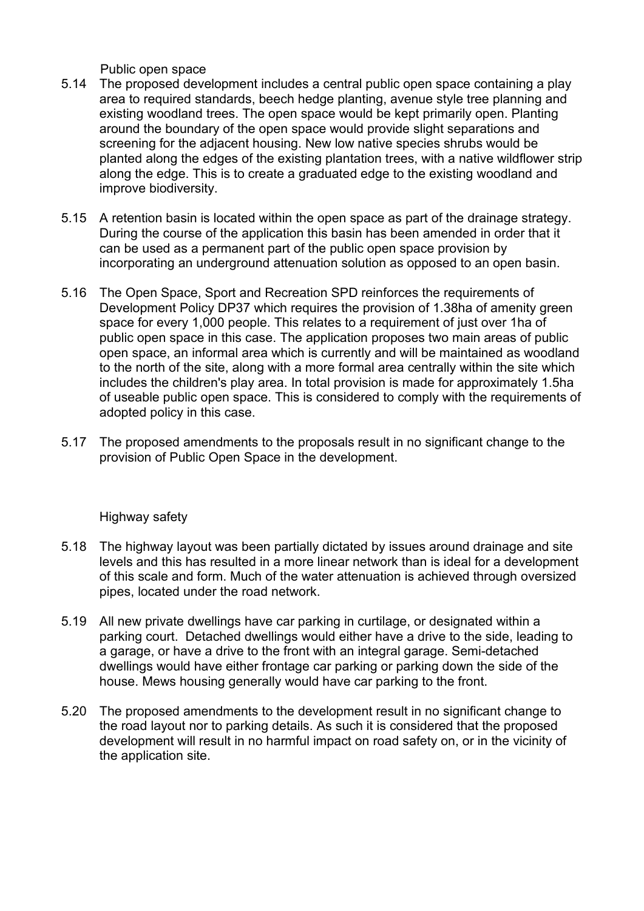Public open space

5.14 The proposed development includes a central public open space containing a play area to required standards, beech hedge planting, avenue style tree planning and existing woodland trees. The open space would be kept primarily open. Planting around the boundary of the open space would provide slight separations and screening for the adjacent housing. New low native species shrubs would be planted along the edges of the existing plantation trees, with a native wildflower strip along the edge. This is to create a graduated edge to the existing woodland and improve biodiversity.

5.15 A retention basin is located within the open space as part of the drainage strategy. During the course of the application this basin has been amended in order that it can be used as a permanent part of the public open space provision by incorporating an underground attenuation solution as opposed to an open basin.

5.16 The Open Space, Sport and Recreation SPD reinforces the requirements of Development Policy DP37 which requires the provision of 1.38ha of amenity green space for every 1,000 people. This relates to a requirement of just over 1ha of public open space in this case. The application proposes two main areas of public open space, an informal area which is currently and will be maintained as woodland to the north of the site, along with a more formal area centrally within the site which includes the children's play area. In total provision is made for approximately 1.5ha of useable public open space. This is considered to comply with the requirements of adopted policy in this case.

5.17 The proposed amendments to the proposals result in no significant change to the provision of Public Open Space in the development.

Highway safety

5.18 The highway layout was been partially dictated by issues around drainage and site levels and this has resulted in a more linear network than is ideal for a development of this scale and form. Much of the water attenuation is achieved through oversized pipes, located under the road network.

5.19 All new private dwellings have car parking in curtilage, or designated within a parking court. Detached dwellings would either have a drive to the side, leading to a garage, or have a drive to the front with an integral garage. Semi-detached dwellings would have either frontage car parking or parking down the side of the house. Mews housing generally would have car parking to the front.

5.20 The proposed amendments to the development result in no significant change to the road layout nor to parking details. As such it is considered that the proposed development will result in no harmful impact on road safety on, or in the vicinity of the application site.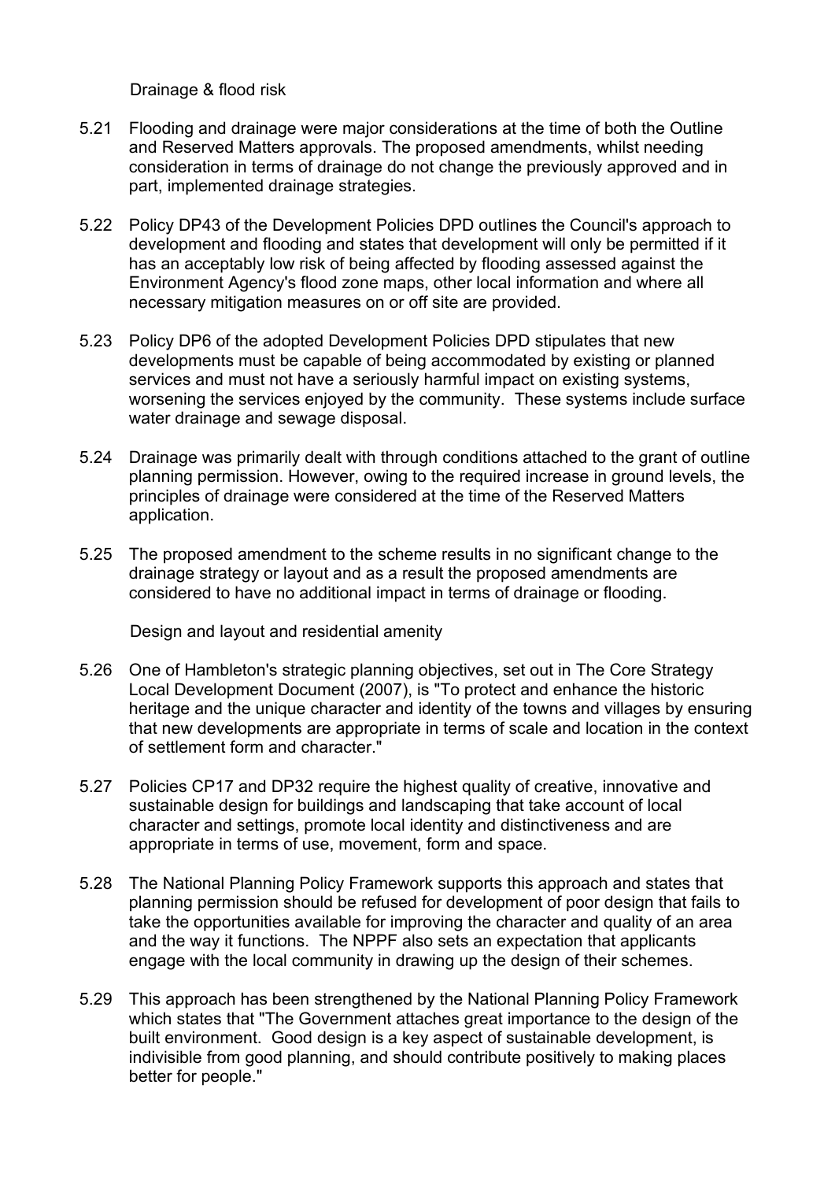Drainage & flood risk

5.21 Flooding and drainage were major considerations at the time of both the Outline and Reserved Matters approvals. The proposed amendments, whilst needing consideration in terms of drainage do not change the previously approved and in part, implemented drainage strategies.

5.22 Policy DP43 of the Development Policies DPD outlines the Council's approach to development and flooding and states that development will only be permitted if it has an acceptably low risk of being affected by flooding assessed against the Environment Agency's flood zone maps, other local information and where all necessary mitigation measures on or off site are provided.

5.23 Policy DP6 of the adopted Development Policies DPD stipulates that new developments must be capable of being accommodated by existing or planned services and must not have a seriously harmful impact on existing systems, worsening the services enjoyed by the community. These systems include surface water drainage and sewage disposal.

5.24 Drainage was primarily dealt with through conditions attached to the grant of outline planning permission. However, owing to the required increase in ground levels, the principles of drainage were considered at the time of the Reserved Matters application.

5.25 The proposed amendment to the scheme results in no significant change to the drainage strategy or layout and as a result the proposed amendments are considered to have no additional impact in terms of drainage or flooding.

Design and layout and residential amenity

5.26 One of Hambleton's strategic planning objectives, set out in The Core Strategy Local Development Document (2007), is "To protect and enhance the historic heritage and the unique character and identity of the towns and villages by ensuring that new developments are appropriate in terms of scale and location in the context of settlement form and character."

5.27 Policies CP17 and DP32 require the highest quality of creative, innovative and sustainable design for buildings and landscaping that take account of local character and settings, promote local identity and distinctiveness and are appropriate in terms of use, movement, form and space.

5.28 The National Planning Policy Framework supports this approach and states that planning permission should be refused for development of poor design that fails to take the opportunities available for improving the character and quality of an area and the way it functions. The NPPF also sets an expectation that applicants engage with the local community in drawing up the design of their schemes.

5.29 This approach has been strengthened by the National Planning Policy Framework which states that "The Government attaches great importance to the design of the built environment. Good design is a key aspect of sustainable development, is indivisible from good planning, and should contribute positively to making places better for people."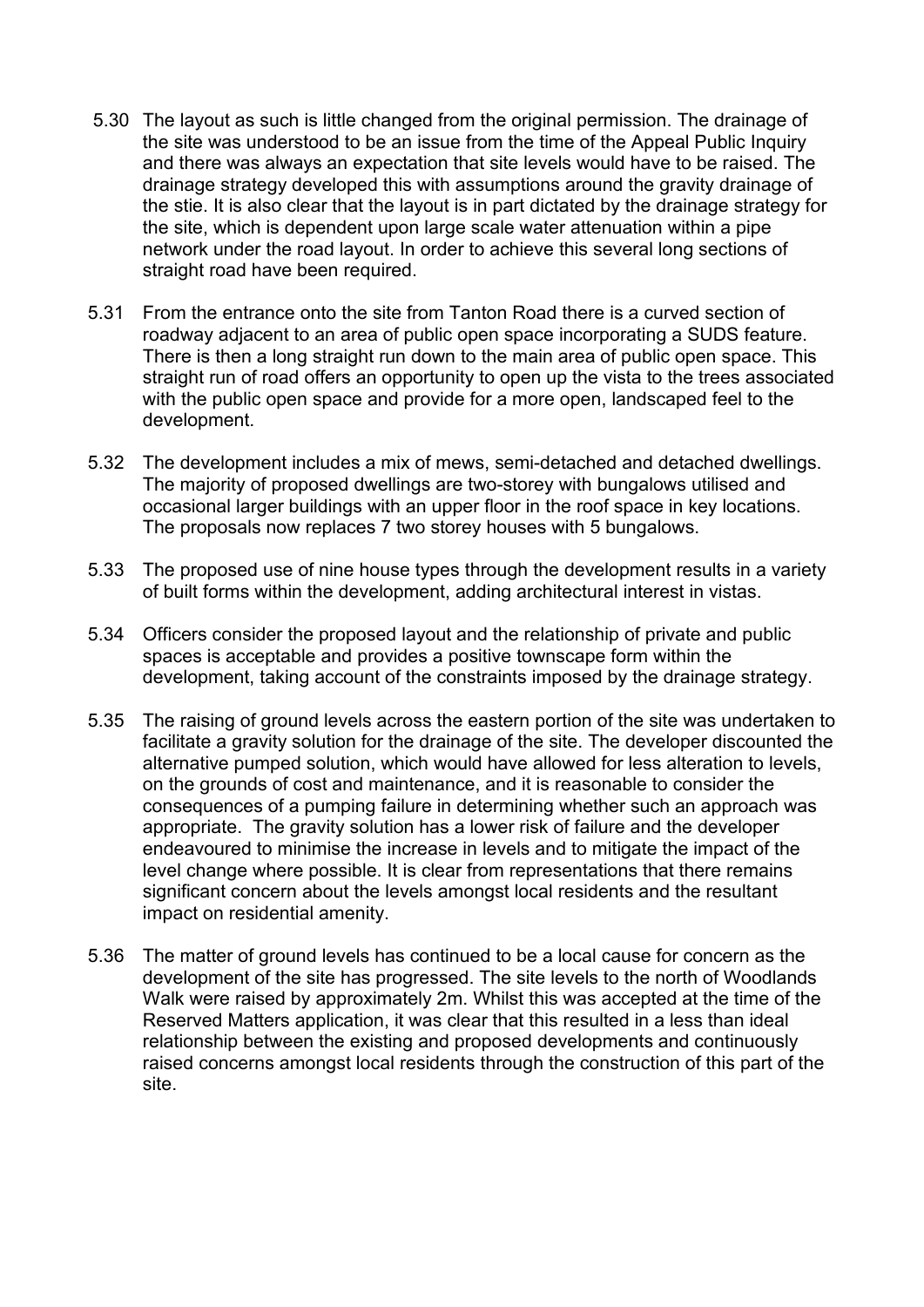5.30 The layout as such is little changed from the original permission. The drainage of the site was understood to be an issue from the time of the Appeal Public Inquiry and there was always an expectation that site levels would have to be raised. The drainage strategy developed this with assumptions around the gravity drainage of the stie. It is also clear that the layout is in part dictated by the drainage strategy for the site, which is dependent upon large scale water attenuation within a pipe network under the road layout. In order to achieve this several long sections of straight road have been required.

5.31 From the entrance onto the site from Tanton Road there is a curved section of roadway adjacent to an area of public open space incorporating a SUDS feature. There is then a long straight run down to the main area of public open space. This straight run of road offers an opportunity to open up the vista to the trees associated with the public open space and provide for a more open, landscaped feel to the development.

5.32 The development includes a mix of mews, semi-detached and detached dwellings. The majority of proposed dwellings are two-storey with bungalows utilised and occasional larger buildings with an upper floor in the roof space in key locations. The proposals now replaces 7 two storey houses with 5 bungalows.

5.33 The proposed use of nine house types through the development results in a variety of built forms within the development, adding architectural interest in vistas.

5.34 Officers consider the proposed layout and the relationship of private and public spaces is acceptable and provides a positive townscape form within the development, taking account of the constraints imposed by the drainage strategy.

5.35 The raising of ground levels across the eastern portion of the site was undertaken to facilitate a gravity solution for the drainage of the site. The developer discounted the alternative pumped solution, which would have allowed for less alteration to levels, on the grounds of cost and maintenance, and it is reasonable to consider the consequences of a pumping failure in determining whether such an approach was appropriate. The gravity solution has a lower risk of failure and the developer endeavoured to minimise the increase in levels and to mitigate the impact of the level change where possible. It is clear from representations that there remains significant concern about the levels amongst local residents and the resultant impact on residential amenity.

5.36 The matter of ground levels has continued to be a local cause for concern as the development of the site has progressed. The site levels to the north of Woodlands Walk were raised by approximately 2m. Whilst this was accepted at the time of the Reserved Matters application, it was clear that this resulted in a less than ideal relationship between the existing and proposed developments and continuously raised concerns amongst local residents through the construction of this part of the site.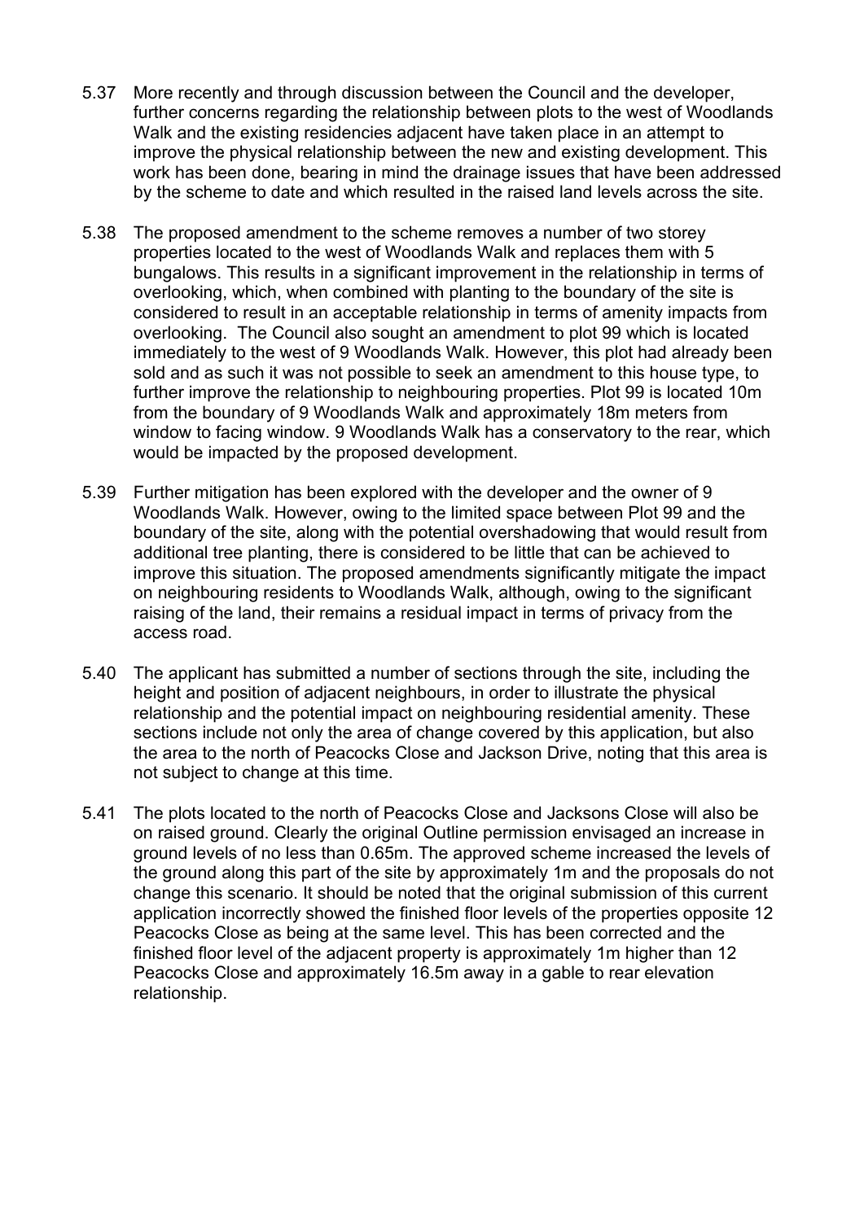5.37 More recently and through discussion between the Council and the developer, further concerns regarding the relationship between plots to the west of Woodlands Walk and the existing residencies adjacent have taken place in an attempt to improve the physical relationship between the new and existing development. This work has been done, bearing in mind the drainage issues that have been addressed by the scheme to date and which resulted in the raised land levels across the site.

5.38 The proposed amendment to the scheme removes a number of two storey properties located to the west of Woodlands Walk and replaces them with 5 bungalows. This results in a significant improvement in the relationship in terms of overlooking, which, when combined with planting to the boundary of the site is considered to result in an acceptable relationship in terms of amenity impacts from overlooking. The Council also sought an amendment to plot 99 which is located immediately to the west of 9 Woodlands Walk. However, this plot had already been sold and as such it was not possible to seek an amendment to this house type, to further improve the relationship to neighbouring properties. Plot 99 is located 10m from the boundary of 9 Woodlands Walk and approximately 18m meters from window to facing window. 9 Woodlands Walk has a conservatory to the rear, which would be impacted by the proposed development.

5.39 Further mitigation has been explored with the developer and the owner of 9 Woodlands Walk. However, owing to the limited space between Plot 99 and the boundary of the site, along with the potential overshadowing that would result from additional tree planting, there is considered to be little that can be achieved to improve this situation. The proposed amendments significantly mitigate the impact on neighbouring residents to Woodlands Walk, although, owing to the significant raising of the land, their remains a residual impact in terms of privacy from the access road.

5.40 The applicant has submitted a number of sections through the site, including the height and position of adjacent neighbours, in order to illustrate the physical relationship and the potential impact on neighbouring residential amenity. These sections include not only the area of change covered by this application, but also the area to the north of Peacocks Close and Jackson Drive, noting that this area is not subject to change at this time.

5.41 The plots located to the north of Peacocks Close and Jacksons Close will also be on raised ground. Clearly the original Outline permission envisaged an increase in ground levels of no less than 0.65m. The approved scheme increased the levels of the ground along this part of the site by approximately 1m and the proposals do not change this scenario. It should be noted that the original submission of this current application incorrectly showed the finished floor levels of the properties opposite 12 Peacocks Close as being at the same level. This has been corrected and the finished floor level of the adjacent property is approximately 1m higher than 12 Peacocks Close and approximately 16.5m away in a gable to rear elevation relationship.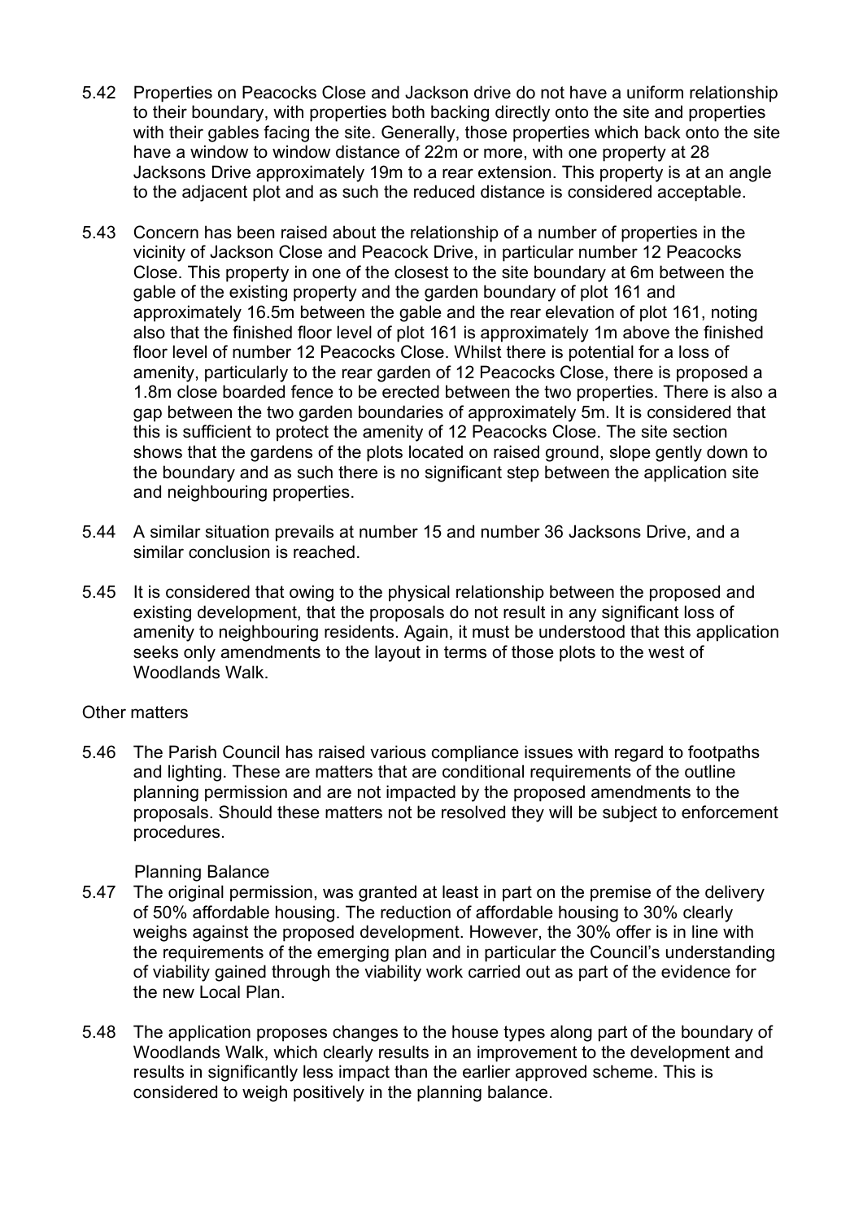5.42 Properties on Peacocks Close and Jackson drive do not have a uniform relationship to their boundary, with properties both backing directly onto the site and properties with their gables facing the site. Generally, those properties which back onto the site have a window to window distance of 22m or more, with one property at 28 Jacksons Drive approximately 19m to a rear extension. This property is at an angle to the adjacent plot and as such the reduced distance is considered acceptable.

5.43 Concern has been raised about the relationship of a number of properties in the vicinity of Jackson Close and Peacock Drive, in particular number 12 Peacocks Close. This property in one of the closest to the site boundary at 6m between the gable of the existing property and the garden boundary of plot 161 and approximately 16.5m between the gable and the rear elevation of plot 161, noting also that the finished floor level of plot 161 is approximately 1m above the finished floor level of number 12 Peacocks Close. Whilst there is potential for a loss of amenity, particularly to the rear garden of 12 Peacocks Close, there is proposed a 1.8m close boarded fence to be erected between the two properties. There is also a gap between the two garden boundaries of approximately 5m. It is considered that this is sufficient to protect the amenity of 12 Peacocks Close. The site section shows that the gardens of the plots located on raised ground, slope gently down to the boundary and as such there is no significant step between the application site and neighbouring properties.

5.44 A similar situation prevails at number 15 and number 36 Jacksons Drive, and a similar conclusion is reached.

5.45 It is considered that owing to the physical relationship between the proposed and existing development, that the proposals do not result in any significant loss of amenity to neighbouring residents. Again, it must be understood that this application seeks only amendments to the layout in terms of those plots to the west of Woodlands Walk.

Other matters

5.46 The Parish Council has raised various compliance issues with regard to footpaths and lighting. These are matters that are conditional requirements of the outline planning permission and are not impacted by the proposed amendments to the proposals. Should these matters not be resolved they will be subject to enforcement procedures.

Planning Balance

5.47 The original permission, was granted at least in part on the premise of the delivery of 50% affordable housing. The reduction of affordable housing to 30% clearly weighs against the proposed development. However, the 30% offer is in line with the requirements of the emerging plan and in particular the Council's understanding of viability gained through the viability work carried out as part of the evidence for the new Local Plan.

5.48 The application proposes changes to the house types along part of the boundary of Woodlands Walk, which clearly results in an improvement to the development and results in significantly less impact than the earlier approved scheme. This is considered to weigh positively in the planning balance.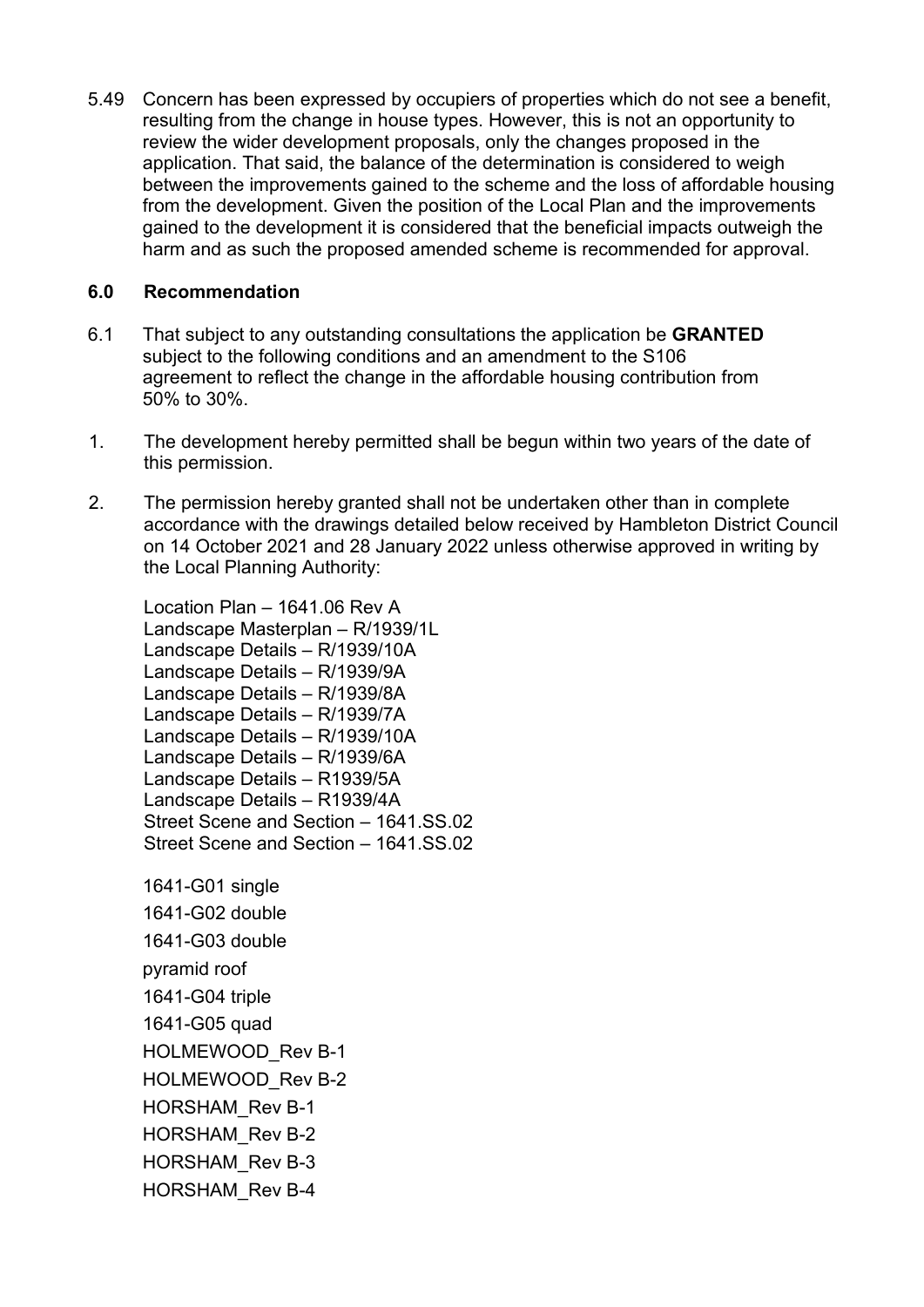5.49 Concern has been expressed by occupiers of properties which do not see a benefit, resulting from the change in house types. However, this is not an opportunity to review the wider development proposals, only the changes proposed in the application. That said, the balance of the determination is considered to weigh between the improvements gained to the scheme and the loss of affordable housing from the development. Given the position of the Local Plan and the improvements gained to the development it is considered that the beneficial impacts outweigh the harm and as such the proposed amended scheme is recommended for approval.

## 6.0 Recommendation

6.1 That subject to any outstanding consultations the application be **GRANTED** subject to the following conditions and an amendment to the S106 agreement to reflect the change in the affordable housing contribution from 50% to 30%.

1. The development hereby permitted shall be begun within two years of the date of this permission.

2. The permission hereby granted shall not be undertaken other than in complete accordance with the drawings detailed below received by Hambleton District Council on 14 October 2021 and 28 January 2022 unless otherwise approved in writing by the Local Planning Authority:

   Location Plan – 1641.06 Rev A
   Landscape Masterplan – R/1939/1L
   Landscape Details – R/1939/10A
   Landscape Details – R/1939/9A
   Landscape Details – R/1939/8A
   Landscape Details – R/1939/7A
   Landscape Details – R/1939/10A
   Landscape Details – R/1939/6A
   Landscape Details – R1939/5A
   Landscape Details – R1939/4A
   Street Scene and Section – 1641.SS.02
   Street Scene and Section – 1641.SS.02

   1641-G01 single
   1641-G02 double
   1641-G03 double
   pyramid roof
   1641-G04 triple
   1641-G05 quad
   HOLMEWOOD_Rev B-1
   HOLMEWOOD_Rev B-2
   HORSHAM_Rev B-1
   HORSHAM_Rev B-2
   HORSHAM_Rev B-3
   HORSHAM_Rev B-4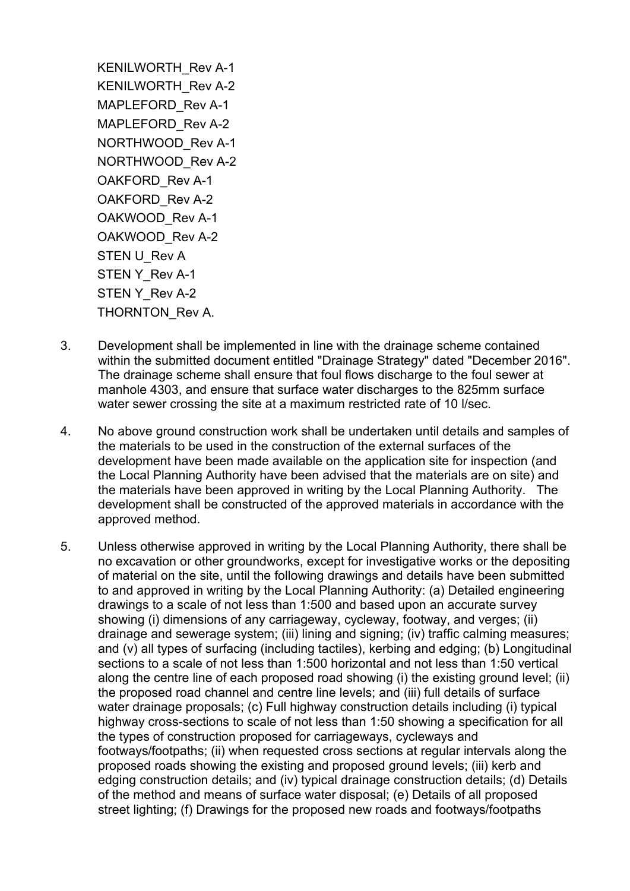KENILWORTH_Rev A-1
KENILWORTH_Rev A-2
MAPLEFORD_Rev A-1
MAPLEFORD_Rev A-2
NORTHWOOD_Rev A-1
NORTHWOOD_Rev A-2
OAKFORD_Rev A-1
OAKFORD_Rev A-2
OAKWOOD_Rev A-1
OAKWOOD_Rev A-2
STEN U_Rev A
STEN Y_Rev A-1
STEN Y_Rev A-2
THORNTON_Rev A.

3. Development shall be implemented in line with the drainage scheme contained within the submitted document entitled "Drainage Strategy" dated "December 2016". The drainage scheme shall ensure that foul flows discharge to the foul sewer at manhole 4303, and ensure that surface water discharges to the 825mm surface water sewer crossing the site at a maximum restricted rate of 10 l/sec.

4. No above ground construction work shall be undertaken until details and samples of the materials to be used in the construction of the external surfaces of the development have been made available on the application site for inspection (and the Local Planning Authority have been advised that the materials are on site) and the materials have been approved in writing by the Local Planning Authority. The development shall be constructed of the approved materials in accordance with the approved method.

5. Unless otherwise approved in writing by the Local Planning Authority, there shall be no excavation or other groundworks, except for investigative works or the depositing of material on the site, until the following drawings and details have been submitted to and approved in writing by the Local Planning Authority: (a) Detailed engineering drawings to a scale of not less than 1:500 and based upon an accurate survey showing (i) dimensions of any carriageway, cycleway, footway, and verges; (ii) drainage and sewerage system; (iii) lining and signing; (iv) traffic calming measures; and (v) all types of surfacing (including tactiles), kerbing and edging; (b) Longitudinal sections to a scale of not less than 1:500 horizontal and not less than 1:50 vertical along the centre line of each proposed road showing (i) the existing ground level; (ii) the proposed road channel and centre line levels; and (iii) full details of surface water drainage proposals; (c) Full highway construction details including (i) typical highway cross-sections to scale of not less than 1:50 showing a specification for all the types of construction proposed for carriageways, cycleways and footways/footpaths; (ii) when requested cross sections at regular intervals along the proposed roads showing the existing and proposed ground levels; (iii) kerb and edging construction details; and (iv) typical drainage construction details; (d) Details of the method and means of surface water disposal; (e) Details of all proposed street lighting; (f) Drawings for the proposed new roads and footways/footpaths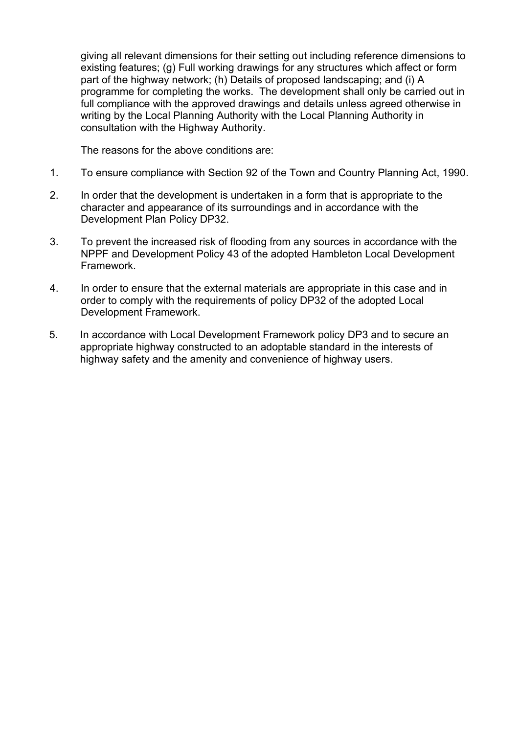giving all relevant dimensions for their setting out including reference dimensions to existing features; (g) Full working drawings for any structures which affect or form part of the highway network; (h) Details of proposed landscaping; and (i) A programme for completing the works. The development shall only be carried out in full compliance with the approved drawings and details unless agreed otherwise in writing by the Local Planning Authority with the Local Planning Authority in consultation with the Highway Authority.

The reasons for the above conditions are:

1. To ensure compliance with Section 92 of the Town and Country Planning Act, 1990.

2. In order that the development is undertaken in a form that is appropriate to the character and appearance of its surroundings and in accordance with the Development Plan Policy DP32.

3. To prevent the increased risk of flooding from any sources in accordance with the NPPF and Development Policy 43 of the adopted Hambleton Local Development Framework.

4. In order to ensure that the external materials are appropriate in this case and in order to comply with the requirements of policy DP32 of the adopted Local Development Framework.

5. In accordance with Local Development Framework policy DP3 and to secure an appropriate highway constructed to an adoptable standard in the interests of highway safety and the amenity and convenience of highway users.